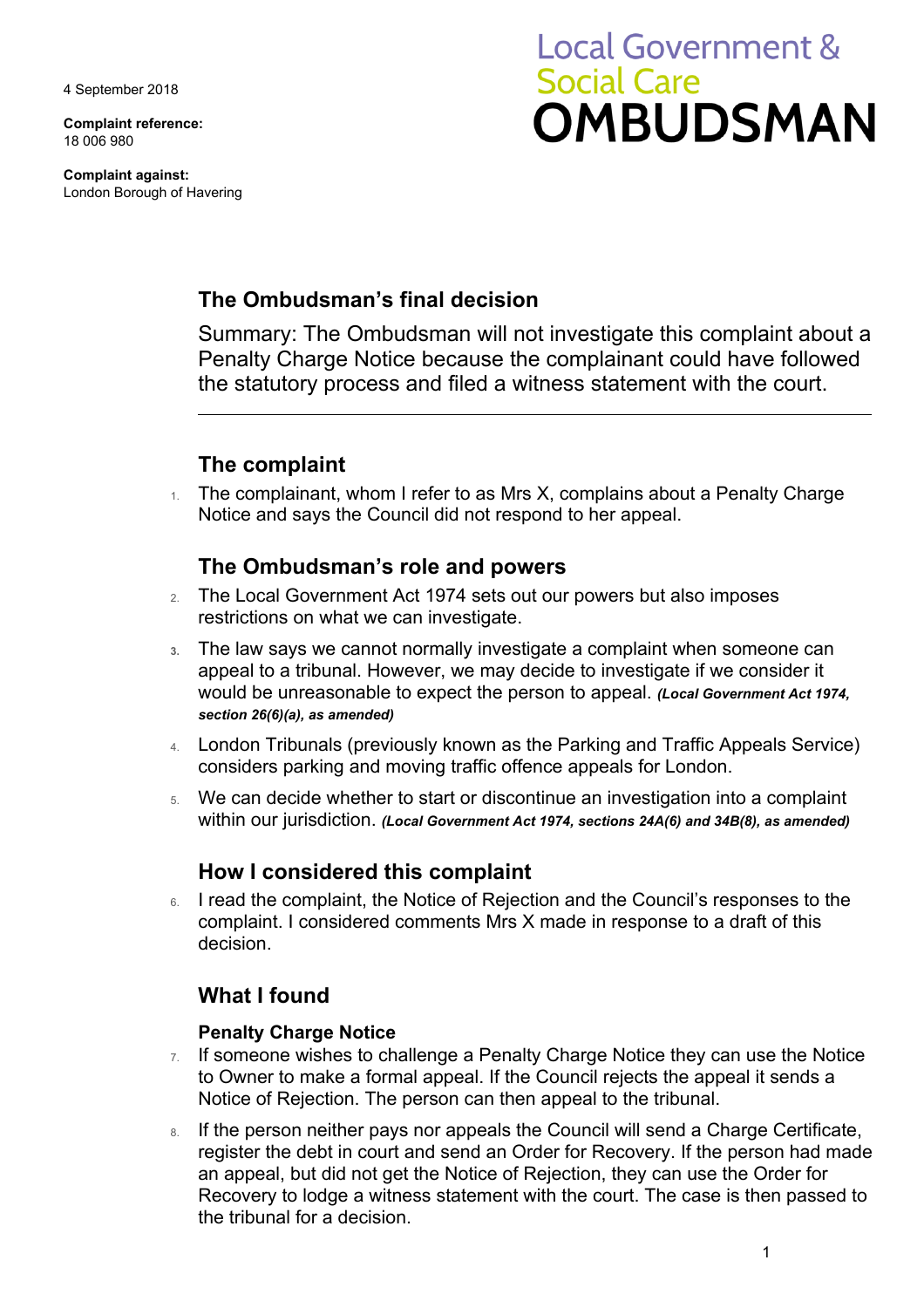4 September 2018

**Complaint reference:**
18 006 980

**Complaint against:**
London Borough of Havering

# Local Government & Social Care OMBUDSMAN

## The Ombudsman's final decision

Summary: The Ombudsman will not investigate this complaint about a Penalty Charge Notice because the complainant could have followed the statutory process and filed a witness statement with the court.

---

## The complaint

1. The complainant, whom I refer to as Mrs X, complains about a Penalty Charge Notice and says the Council did not respond to her appeal.

## The Ombudsman's role and powers

2. The Local Government Act 1974 sets out our powers but also imposes restrictions on what we can investigate.
3. The law says we cannot normally investigate a complaint when someone can appeal to a tribunal. However, we may decide to investigate if we consider it would be unreasonable to expect the person to appeal. ***(Local Government Act 1974, section 26(6)(a), as amended)***
4. London Tribunals (previously known as the Parking and Traffic Appeals Service) considers parking and moving traffic offence appeals for London.
5. We can decide whether to start or discontinue an investigation into a complaint within our jurisdiction. ***(Local Government Act 1974, sections 24A(6) and 34B(8), as amended)***

## How I considered this complaint

6. I read the complaint, the Notice of Rejection and the Council's responses to the complaint. I considered comments Mrs X made in response to a draft of this decision.

## What I found

### Penalty Charge Notice

7. If someone wishes to challenge a Penalty Charge Notice they can use the Notice to Owner to make a formal appeal. If the Council rejects the appeal it sends a Notice of Rejection. The person can then appeal to the tribunal.
8. If the person neither pays nor appeals the Council will send a Charge Certificate, register the debt in court and send an Order for Recovery. If the person had made an appeal, but did not get the Notice of Rejection, they can use the Order for Recovery to lodge a witness statement with the court. The case is then passed to the tribunal for a decision.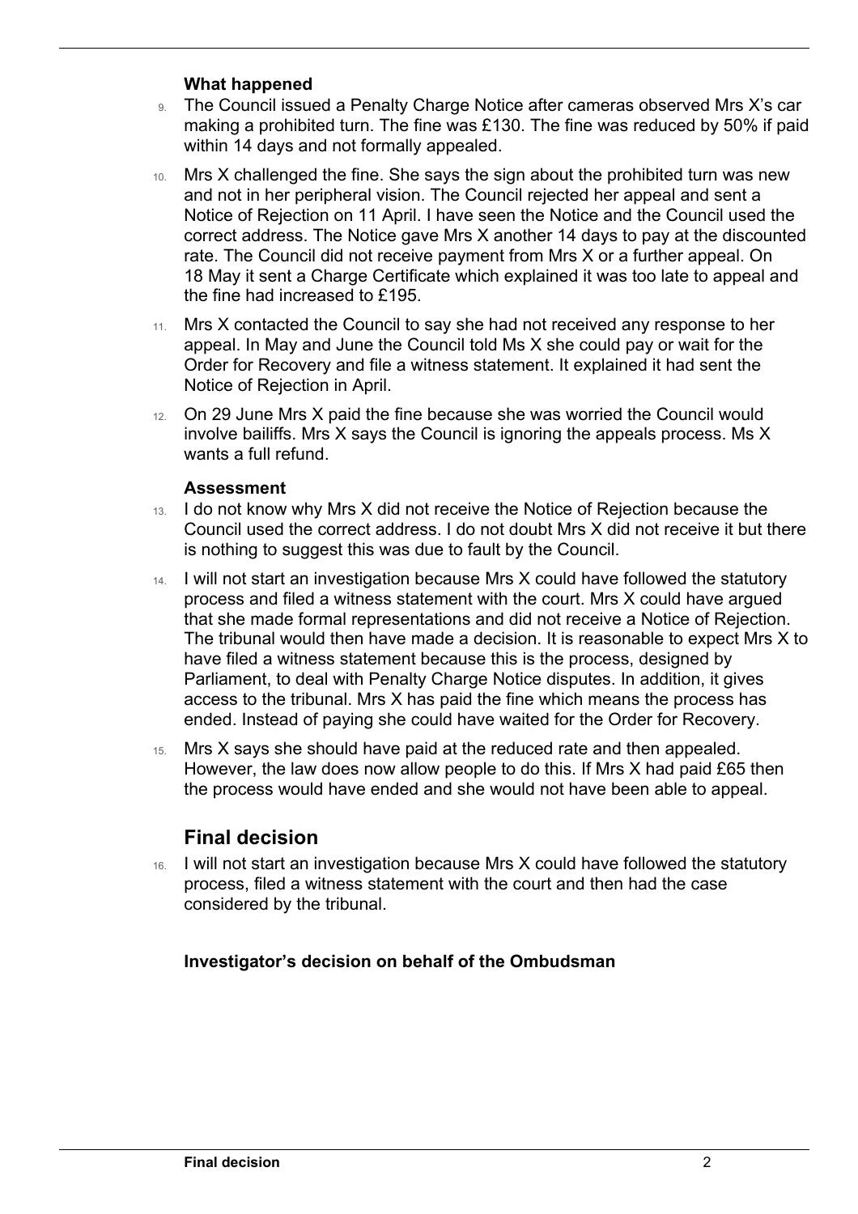### What happened

9. The Council issued a Penalty Charge Notice after cameras observed Mrs X's car making a prohibited turn. The fine was £130. The fine was reduced by 50% if paid within 14 days and not formally appealed.

10. Mrs X challenged the fine. She says the sign about the prohibited turn was new and not in her peripheral vision. The Council rejected her appeal and sent a Notice of Rejection on 11 April. I have seen the Notice and the Council used the correct address. The Notice gave Mrs X another 14 days to pay at the discounted rate. The Council did not receive payment from Mrs X or a further appeal. On 18 May it sent a Charge Certificate which explained it was too late to appeal and the fine had increased to £195.

11. Mrs X contacted the Council to say she had not received any response to her appeal. In May and June the Council told Ms X she could pay or wait for the Order for Recovery and file a witness statement. It explained it had sent the Notice of Rejection in April.

12. On 29 June Mrs X paid the fine because she was worried the Council would involve bailiffs. Mrs X says the Council is ignoring the appeals process. Ms X wants a full refund.

### Assessment

13. I do not know why Mrs X did not receive the Notice of Rejection because the Council used the correct address. I do not doubt Mrs X did not receive it but there is nothing to suggest this was due to fault by the Council.

14. I will not start an investigation because Mrs X could have followed the statutory process and filed a witness statement with the court. Mrs X could have argued that she made formal representations and did not receive a Notice of Rejection. The tribunal would then have made a decision. It is reasonable to expect Mrs X to have filed a witness statement because this is the process, designed by Parliament, to deal with Penalty Charge Notice disputes. In addition, it gives access to the tribunal. Mrs X has paid the fine which means the process has ended. Instead of paying she could have waited for the Order for Recovery.

15. Mrs X says she should have paid at the reduced rate and then appealed. However, the law does now allow people to do this. If Mrs X had paid £65 then the process would have ended and she would not have been able to appeal.

## Final decision

16. I will not start an investigation because Mrs X could have followed the statutory process, filed a witness statement with the court and then had the case considered by the tribunal.

**Investigator's decision on behalf of the Ombudsman**